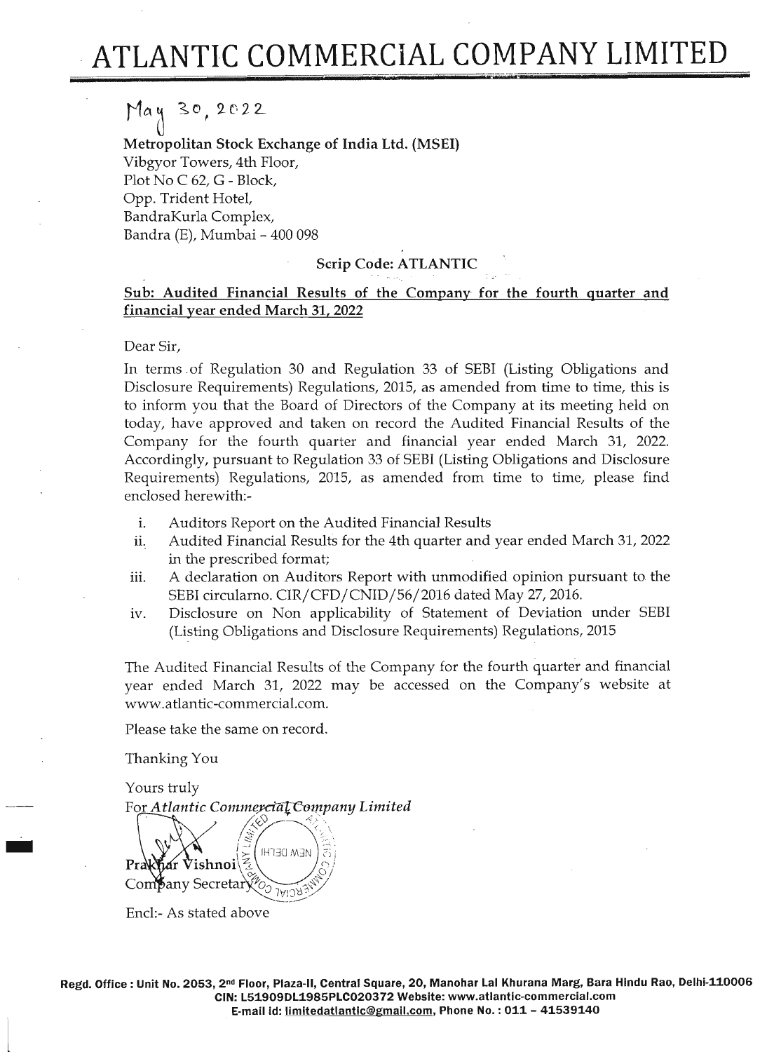# ATLANTIC COMMERCIAL COMPANY LIMITED

May 30, 2022

**Metropolitan Stock Exchange of India Ltd. (MSEI)**
Vibgyor Towers, 4th Floor,
Plot No C 62, G - Block,
Opp. Trident Hotel,
BandraKurla Complex,
Bandra (E), Mumbai – 400 098

**Scrip Code: ATLANTIC**

**Sub: Audited Financial Results of the Company for the fourth quarter and financial year ended March 31, 2022**

Dear Sir,

In terms of Regulation 30 and Regulation 33 of SEBI (Listing Obligations and Disclosure Requirements) Regulations, 2015, as amended from time to time, this is to inform you that the Board of Directors of the Company at its meeting held on today, have approved and taken on record the Audited Financial Results of the Company for the fourth quarter and financial year ended March 31, 2022. Accordingly, pursuant to Regulation 33 of SEBI (Listing Obligations and Disclosure Requirements) Regulations, 2015, as amended from time to time, please find enclosed herewith:-

i. Auditors Report on the Audited Financial Results
ii. Audited Financial Results for the 4th quarter and year ended March 31, 2022 in the prescribed format;
iii. A declaration on Auditors Report with unmodified opinion pursuant to the SEBI circularno. CIR/CFD/CNID/56/2016 dated May 27, 2016.
iv. Disclosure on Non applicability of Statement of Deviation under SEBI (Listing Obligations and Disclosure Requirements) Regulations, 2015

The Audited Financial Results of the Company for the fourth quarter and financial year ended March 31, 2022 may be accessed on the Company's website at www.atlantic-commercial.com.

Please take the same on record.

Thanking You

Yours truly
For *Atlantic Commercial Company Limited*

Prakhar Vishnoi
Company Secretary

Encl:- As stated above

**Regd. Office : Unit No. 2053, 2nd Floor, Plaza-II, Central Square, 20, Manohar Lal Khurana Marg, Bara Hindu Rao, Delhi-110006**
**CIN: L51909DL1985PLC020372 Website: www.atlantic-commercial.com**
**E-mail id: limitedatlantic@gmail.com, Phone No. : 011 – 41539140**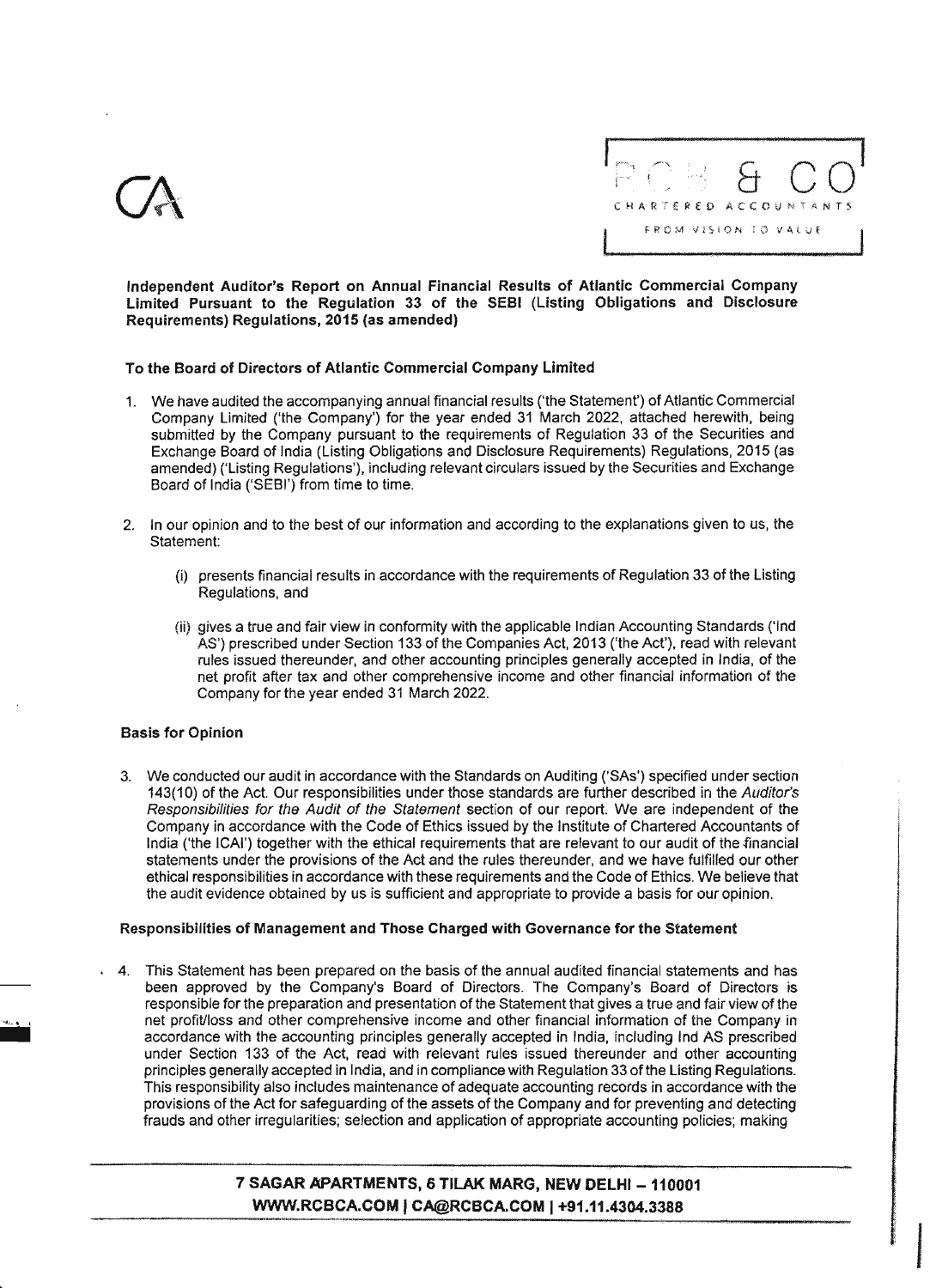**Independent Auditor's Report on Annual Financial Results of Atlantic Commercial Company Limited Pursuant to the Regulation 33 of the SEBI (Listing Obligations and Disclosure Requirements) Regulations, 2015 (as amended)**

**To the Board of Directors of Atlantic Commercial Company Limited**

1. We have audited the accompanying annual financial results ('the Statement') of Atlantic Commercial Company Limited ('the Company') for the year ended 31 March 2022, attached herewith, being submitted by the Company pursuant to the requirements of Regulation 33 of the Securities and Exchange Board of India (Listing Obligations and Disclosure Requirements) Regulations, 2015 (as amended) ('Listing Regulations'), including relevant circulars issued by the Securities and Exchange Board of India ('SEBI') from time to time.

2. In our opinion and to the best of our information and according to the explanations given to us, the Statement:

   (i) presents financial results in accordance with the requirements of Regulation 33 of the Listing Regulations, and

   (ii) gives a true and fair view in conformity with the applicable Indian Accounting Standards ('Ind AS') prescribed under Section 133 of the Companies Act, 2013 ('the Act'), read with relevant rules issued thereunder, and other accounting principles generally accepted in India, of the net profit after tax and other comprehensive income and other financial information of the Company for the year ended 31 March 2022.

**Basis for Opinion**

3. We conducted our audit in accordance with the Standards on Auditing ('SAs') specified under section 143(10) of the Act. Our responsibilities under those standards are further described in the *Auditor's Responsibilities for the Audit of the Statement* section of our report. We are independent of the Company in accordance with the Code of Ethics issued by the Institute of Chartered Accountants of India ('the ICAI') together with the ethical requirements that are relevant to our audit of the financial statements under the provisions of the Act and the rules thereunder, and we have fulfilled our other ethical responsibilities in accordance with these requirements and the Code of Ethics. We believe that the audit evidence obtained by us is sufficient and appropriate to provide a basis for our opinion.

**Responsibilities of Management and Those Charged with Governance for the Statement**

4. This Statement has been prepared on the basis of the annual audited financial statements and has been approved by the Company's Board of Directors. The Company's Board of Directors is responsible for the preparation and presentation of the Statement that gives a true and fair view of the net profit/loss and other comprehensive income and other financial information of the Company in accordance with the accounting principles generally accepted in India, including Ind AS prescribed under Section 133 of the Act, read with relevant rules issued thereunder and other accounting principles generally accepted in India, and in compliance with Regulation 33 of the Listing Regulations. This responsibility also includes maintenance of adequate accounting records in accordance with the provisions of the Act for safeguarding of the assets of the Company and for preventing and detecting frauds and other irregularities; selection and application of appropriate accounting policies; making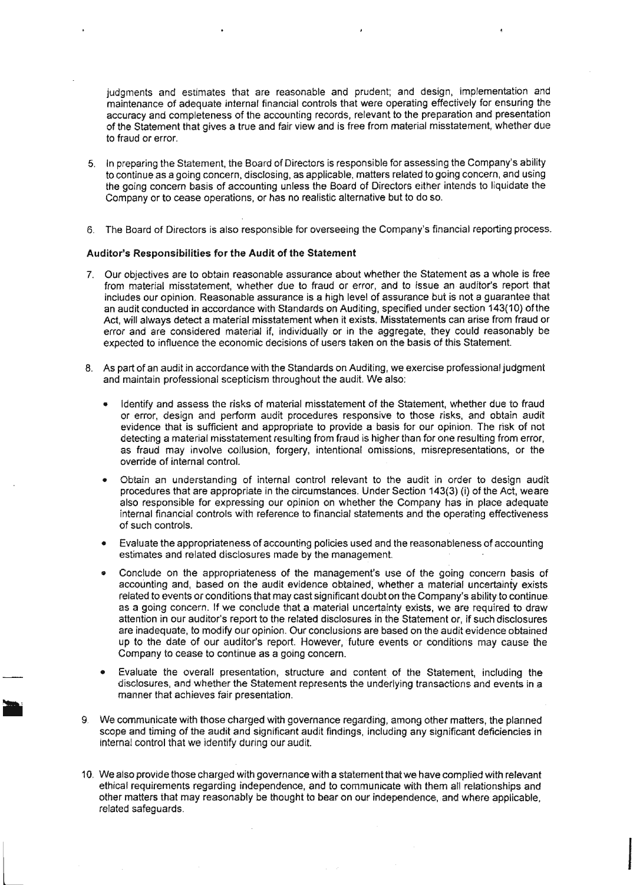judgments and estimates that are reasonable and prudent; and design, implementation and maintenance of adequate internal financial controls that were operating effectively for ensuring the accuracy and completeness of the accounting records, relevant to the preparation and presentation of the Statement that gives a true and fair view and is free from material misstatement, whether due to fraud or error.

5. In preparing the Statement, the Board of Directors is responsible for assessing the Company's ability to continue as a going concern, disclosing, as applicable, matters related to going concern, and using the going concern basis of accounting unless the Board of Directors either intends to liquidate the Company or to cease operations, or has no realistic alternative but to do so.

6. The Board of Directors is also responsible for overseeing the Company's financial reporting process.

**Auditor's Responsibilities for the Audit of the Statement**

7. Our objectives are to obtain reasonable assurance about whether the Statement as a whole is free from material misstatement, whether due to fraud or error, and to issue an auditor's report that includes our opinion. Reasonable assurance is a high level of assurance but is not a guarantee that an audit conducted in accordance with Standards on Auditing, specified under section 143(10) of the Act, will always detect a material misstatement when it exists. Misstatements can arise from fraud or error and are considered material if, individually or in the aggregate, they could reasonably be expected to influence the economic decisions of users taken on the basis of this Statement.

8. As part of an audit in accordance with the Standards on Auditing, we exercise professional judgment and maintain professional scepticism throughout the audit. We also:

   - Identify and assess the risks of material misstatement of the Statement, whether due to fraud or error, design and perform audit procedures responsive to those risks, and obtain audit evidence that is sufficient and appropriate to provide a basis for our opinion. The risk of not detecting a material misstatement resulting from fraud is higher than for one resulting from error, as fraud may involve collusion, forgery, intentional omissions, misrepresentations, or the override of internal control.

   - Obtain an understanding of internal control relevant to the audit in order to design audit procedures that are appropriate in the circumstances. Under Section 143(3) (i) of the Act, we are also responsible for expressing our opinion on whether the Company has in place adequate internal financial controls with reference to financial statements and the operating effectiveness of such controls.

   - Evaluate the appropriateness of accounting policies used and the reasonableness of accounting estimates and related disclosures made by the management.

   - Conclude on the appropriateness of the management's use of the going concern basis of accounting and, based on the audit evidence obtained, whether a material uncertainty exists related to events or conditions that may cast significant doubt on the Company's ability to continue as a going concern. If we conclude that a material uncertainty exists, we are required to draw attention in our auditor's report to the related disclosures in the Statement or, if such disclosures are inadequate, to modify our opinion. Our conclusions are based on the audit evidence obtained up to the date of our auditor's report. However, future events or conditions may cause the Company to cease to continue as a going concern.

   - Evaluate the overall presentation, structure and content of the Statement, including the disclosures, and whether the Statement represents the underlying transactions and events in a manner that achieves fair presentation.

9. We communicate with those charged with governance regarding, among other matters, the planned scope and timing of the audit and significant audit findings, including any significant deficiencies in internal control that we identify during our audit.

10. We also provide those charged with governance with a statement that we have complied with relevant ethical requirements regarding independence, and to communicate with them all relationships and other matters that may reasonably be thought to bear on our independence, and where applicable, related safeguards.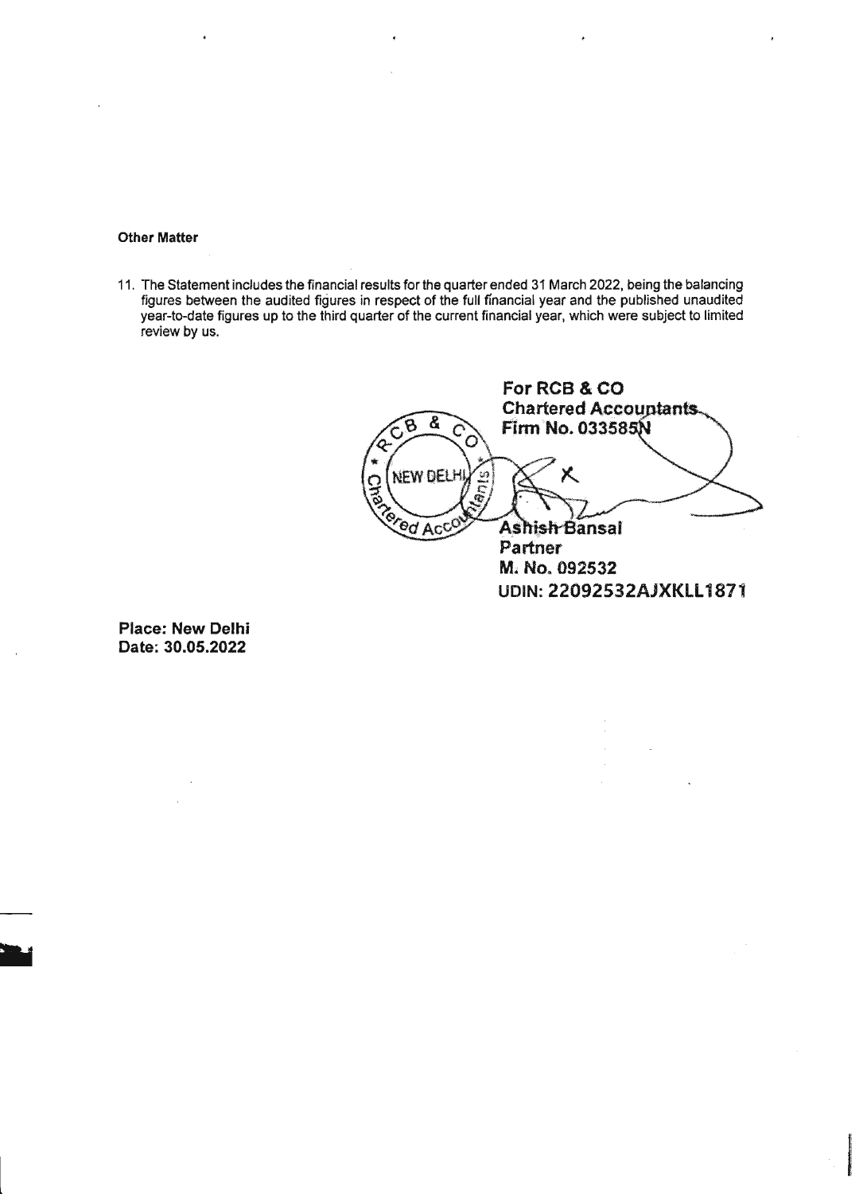**Other Matter**

11. The Statement includes the financial results for the quarter ended 31 March 2022, being the balancing figures between the audited figures in respect of the full financial year and the published unaudited year-to-date figures up to the third quarter of the current financial year, which were subject to limited review by us.

**For RCB & CO**
**Chartered Accountants**
**Firm No. 033585N**

**Ashish Bansal**
**Partner**
**M. No. 092532**
**UDIN: 22092532AJXKLL1871**

**Place: New Delhi**
**Date: 30.05.2022**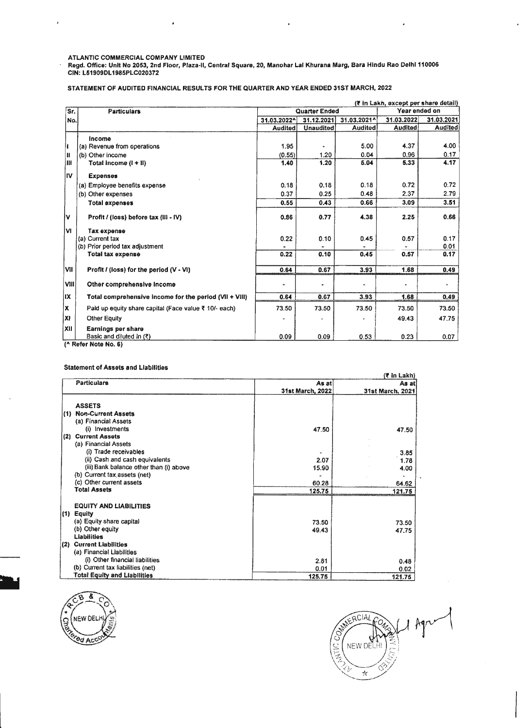**ATLANTIC COMMERCIAL COMPANY LIMITED**
**Regd. Office: Unit No 2053, 2nd Floor, Plaza-II, Central Square, 20, Manohar Lal Khurana Marg, Bara Hindu Rao Delhi 110006**
**CIN: L51909DL1985PLC020372**

**STATEMENT OF AUDITED FINANCIAL RESULTS FOR THE QUARTER AND YEAR ENDED 31ST MARCH, 2022**

(₹ In Lakh, except per share detail)

| Sr. No. | Particulars | Quarter Ended | | | Year ended on | |
|---|---|---|---|---|---|---|
| | | 31.03.2022^ | 31.12.2021 | 31.03.2021^ | 31.03.2022 | 31.03.2021 |
| | | Audited | Unaudited | Audited | Audited | Audited |
| | **Income** | | | | | |
| I | (a) Revenue from operations | 1.95 | - | 5.00 | 4.37 | 4.00 |
| II | (b) Other income | (0.55) | 1.20 | 0.04 | 0.96 | 0.17 |
| III | **Total Income (I + II)** | **1.40** | **1.20** | **5.04** | **5.33** | **4.17** |
| IV | **Expenses** | | | | | |
| | (a) Employee benefits expense | 0.18 | 0.18 | 0.18 | 0.72 | 0.72 |
| | (b) Other expenses | 0.37 | 0.25 | 0.48 | 2.37 | 2.79 |
| | **Total expenses** | **0.55** | **0.43** | **0.66** | **3.09** | **3.51** |
| V | **Profit / (loss) before tax (III - IV)** | **0.86** | **0.77** | **4.38** | **2.25** | **0.66** |
| VI | **Tax expense** | | | | | |
| | (a) Current tax | 0.22 | 0.10 | 0.45 | 0.57 | 0.17 |
| | (b) Prior period tax adjustment | - | - | - | - | 0.01 |
| | **Total tax expense** | **0.22** | **0.10** | **0.45** | **0.57** | **0.17** |
| VII | **Profit / (loss) for the period (V - VI)** | **0.64** | **0.67** | **3.93** | **1.68** | **0.49** |
| VIII | **Other comprehensive income** | - | - | - | - | - |
| IX | **Total comprehensive income for the period (VII + VIII)** | **0.64** | **0.67** | **3.93** | **1.68** | **0.49** |
| X | Paid up equity share capital (Face value ₹ 10/- each) | 73.50 | 73.50 | 73.50 | 73.50 | 73.50 |
| XI | Other Equity | - | - | - | 49.43 | 47.75 |
| XII | **Earnings per share** Basic and diluted in (₹) | 0.09 | 0.09 | 0.53 | 0.23 | 0.07 |

(^ Refer Note No. 6)

**Statement of Assets and Liabilities**

(₹ In Lakh)

| Particulars | As at 31st March, 2022 | As at 31st March, 2021 |
|---|---|---|
| **ASSETS** | | |
| **(1) Non-Current Assets** | | |
| (a) Financial Assets | | |
| (i) Investments | 47.50 | 47.50 |
| **(2) Current Assets** | | |
| (a) Financial Assets | | |
| (i) Trade receivables | - | 3.85 |
| (ii) Cash and cash equivalents | 2.07 | 1.78 |
| (iii) Bank balance other than (i) above | 15.90 | 4.00 |
| (b) Current tax assets (net) | - | - |
| (c) Other current assets | 60.28 | 64.62 |
| **Total Assets** | **125.75** | **121.75** |
| **EQUITY AND LIABILITIES** | | |
| **(1) Equity** | | |
| (a) Equity share capital | 73.50 | 73.50 |
| (b) Other equity | 49.43 | 47.75 |
| **Liabilities** | | |
| **(2) Current Liabilities** | | |
| (a) Financial Liabilities | | |
| (i) Other financial liabilities | 2.81 | 0.48 |
| (b) Current tax liabilities (net) | 0.01 | 0.02 |
| **Total Equity and Liabilities** | **125.75** | **121.75** |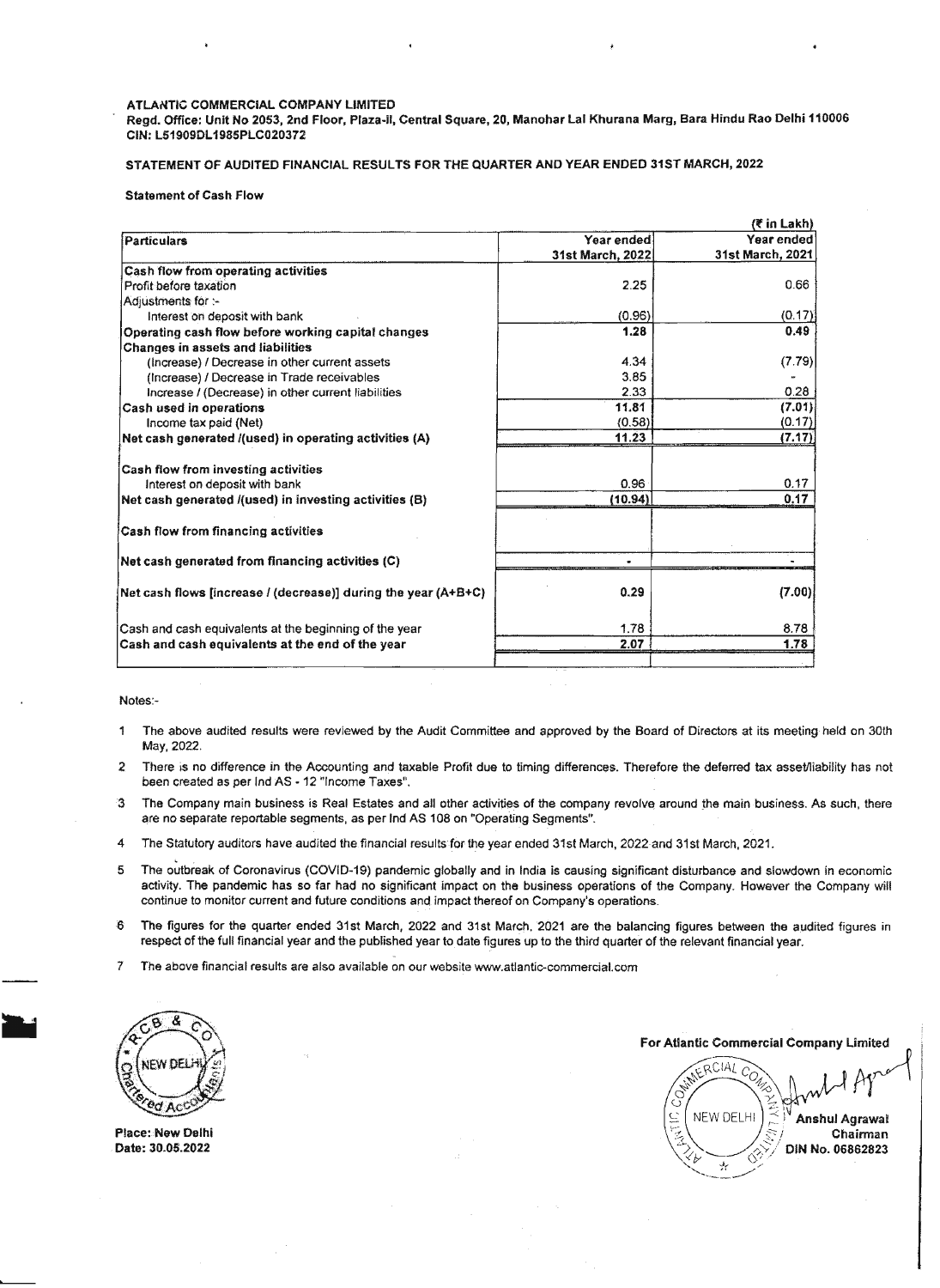**ATLANTIC COMMERCIAL COMPANY LIMITED**

**Regd. Office: Unit No 2053, 2nd Floor, Plaza-II, Central Square, 20, Manohar Lal Khurana Marg, Bara Hindu Rao Delhi 110006**

**CIN: L51909DL1985PLC020372**

**STATEMENT OF AUDITED FINANCIAL RESULTS FOR THE QUARTER AND YEAR ENDED 31ST MARCH, 2022**

**Statement of Cash Flow**

(₹ in Lakh)

| Particulars | Year ended 31st March, 2022 | Year ended 31st March, 2021 |
|---|---|---|
| **Cash flow from operating activities** | | |
| Profit before taxation | 2.25 | 0.66 |
| Adjustments for :- | | |
| Interest on deposit with bank | (0.96) | (0.17) |
| **Operating cash flow before working capital changes** | **1.28** | **0.49** |
| **Changes in assets and liabilities** | | |
| (Increase) / Decrease in other current assets | 4.34 | (7.79) |
| (Increase) / Decrease in Trade receivables | 3.85 | - |
| Increase / (Decrease) in other current liabilities | 2.33 | 0.28 |
| **Cash used in operations** | **11.81** | **(7.01)** |
| Income tax paid (Net) | (0.58) | (0.17) |
| **Net cash generated /(used) in operating activities (A)** | **11.23** | **(7.17)** |
| **Cash flow from investing activities** | | |
| Interest on deposit with bank | 0.96 | 0.17 |
| **Net cash generated /(used) in investing activities (B)** | **(10.94)** | **0.17** |
| **Cash flow from financing activities** | | |
| **Net cash generated from financing activities (C)** | - | - |
| **Net cash flows [increase / (decrease)] during the year (A+B+C)** | **0.29** | **(7.00)** |
| Cash and cash equivalents at the beginning of the year | 1.78 | 8.78 |
| **Cash and cash equivalents at the end of the year** | **2.07** | **1.78** |

Notes:-

1. The above audited results were reviewed by the Audit Committee and approved by the Board of Directors at its meeting held on 30th May, 2022.
2. There is no difference in the Accounting and taxable Profit due to timing differences. Therefore the deferred tax asset/liability has not been created as per Ind AS - 12 "Income Taxes".
3. The Company main business is Real Estates and all other activities of the company revolve around the main business. As such, there are no separate reportable segments, as per Ind AS 108 on "Operating Segments".
4. The Statutory auditors have audited the financial results for the year ended 31st March, 2022 and 31st March, 2021.
5. The outbreak of Coronavirus (COVID-19) pandemic globally and in India is causing significant disturbance and slowdown in economic activity. The pandemic has so far had no significant impact on the business operations of the Company. However the Company will continue to monitor current and future conditions and impact thereof on Company's operations.
6. The figures for the quarter ended 31st March, 2022 and 31st March, 2021 are the balancing figures between the audited figures in respect of the full financial year and the published year to date figures up to the third quarter of the relevant financial year.
7. The above financial results are also available on our website www.atlantic-commercial.com

**Place: New Delhi**
**Date: 30.05.2022**

**For Atlantic Commercial Company Limited**

**Anshul Agrawal**
**Chairman**
**DIN No. 06862823**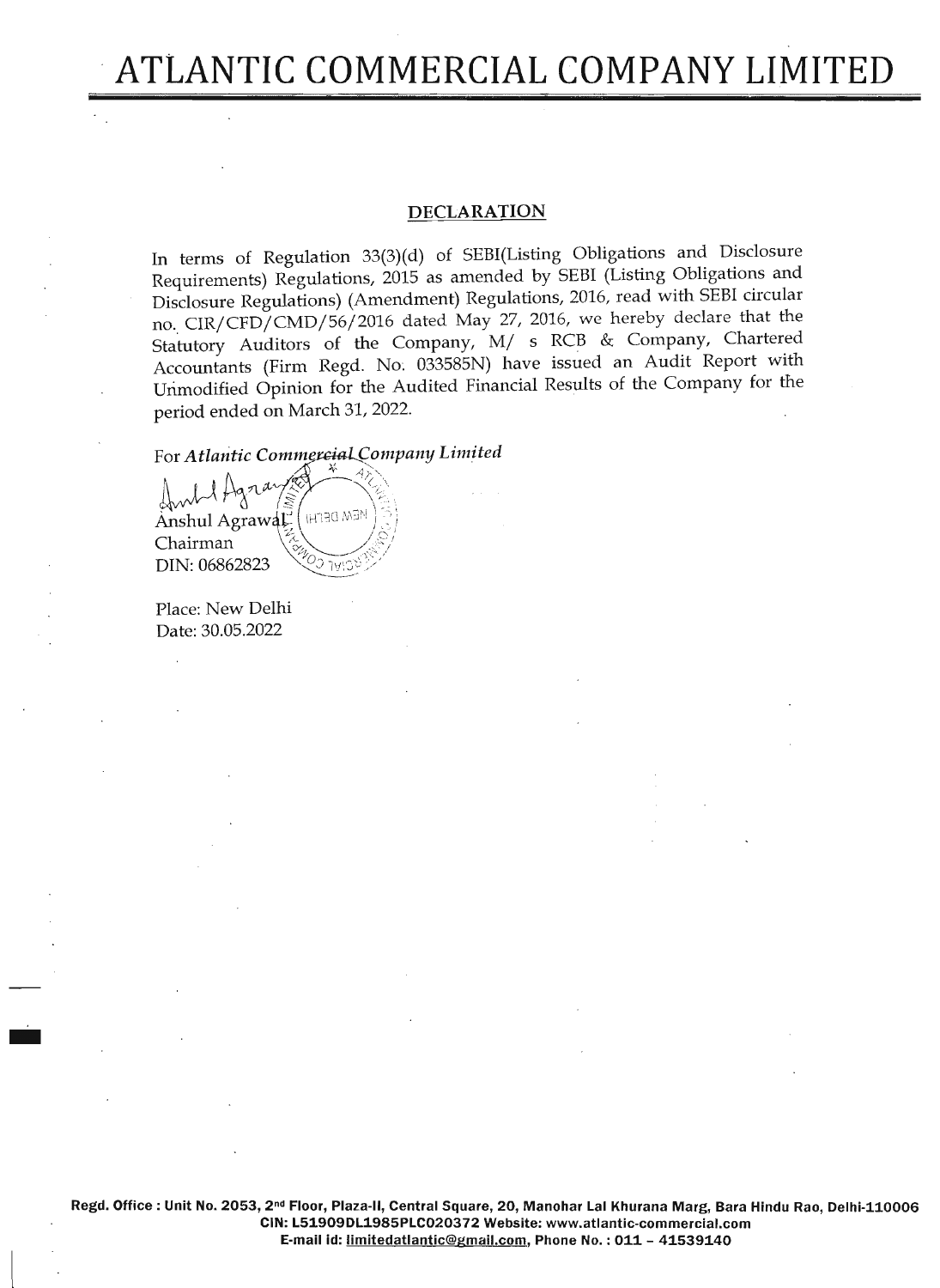# ATLANTIC COMMERCIAL COMPANY LIMITED

## DECLARATION

In terms of Regulation 33(3)(d) of SEBI(Listing Obligations and Disclosure Requirements) Regulations, 2015 as amended by SEBI (Listing Obligations and Disclosure Regulations) (Amendment) Regulations, 2016, read with SEBI circular no. CIR/CFD/CMD/56/2016 dated May 27, 2016, we hereby declare that the Statutory Auditors of the Company, M/ s RCB & Company, Chartered Accountants (Firm Regd. No. 033585N) have issued an Audit Report with Unmodified Opinion for the Audited Financial Results of the Company for the period ended on March 31, 2022.

For *Atlantic Commercial Company Limited*

Anshul Agrawal
Chairman
DIN: 06862823

Place: New Delhi
Date: 30.05.2022

Regd. Office : Unit No. 2053, 2nd Floor, Plaza-II, Central Square, 20, Manohar Lal Khurana Marg, Bara Hindu Rao, Delhi-110006
CIN: L51909DL1985PLC020372 Website: www.atlantic-commercial.com
E-mail id: limitedatlantic@gmail.com, Phone No. : 011 – 41539140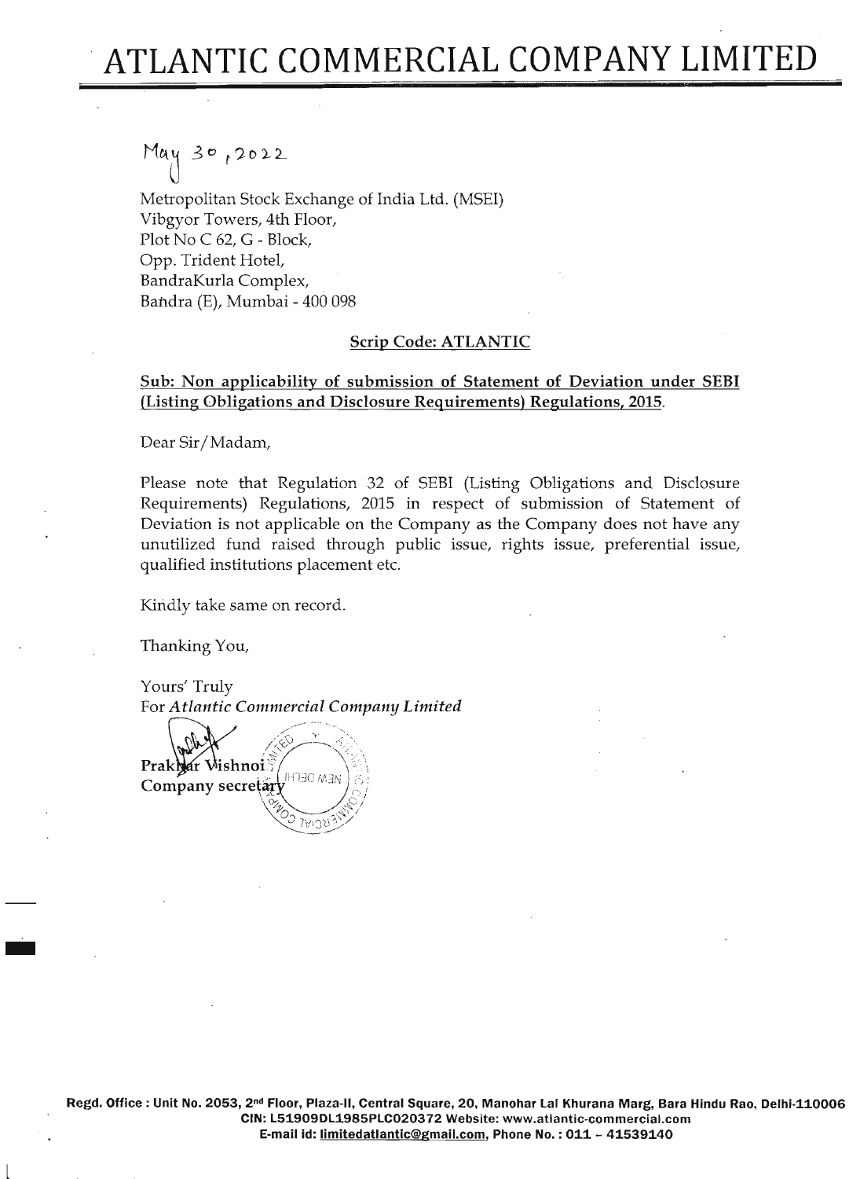# ATLANTIC COMMERCIAL COMPANY LIMITED

May 30, 2022

Metropolitan Stock Exchange of India Ltd. (MSEI)
Vibgyor Towers, 4th Floor,
Plot No C 62, G - Block,
Opp. Trident Hotel,
BandraKurla Complex,
Bandra (E), Mumbai - 400 098

**Scrip Code: ATLANTIC**

**Sub: Non applicability of submission of Statement of Deviation under SEBI (Listing Obligations and Disclosure Requirements) Regulations, 2015.**

Dear Sir/Madam,

Please note that Regulation 32 of SEBI (Listing Obligations and Disclosure Requirements) Regulations, 2015 in respect of submission of Statement of Deviation is not applicable on the Company as the Company does not have any unutilized fund raised through public issue, rights issue, preferential issue, qualified institutions placement etc.

Kindly take same on record.

Thanking You,

Yours' Truly
For *Atlantic Commercial Company Limited*

**Prakhar Vishnoi**
**Company secretary**

**Regd. Office : Unit No. 2053, 2nd Floor, Plaza-II, Central Square, 20, Manohar Lal Khurana Marg, Bara Hindu Rao, Delhi-110006**
**CIN: L51909DL1985PLC020372 Website: www.atlantic-commercial.com**
**E-mail id: limitedatlantic@gmail.com, Phone No. : 011 – 41539140**